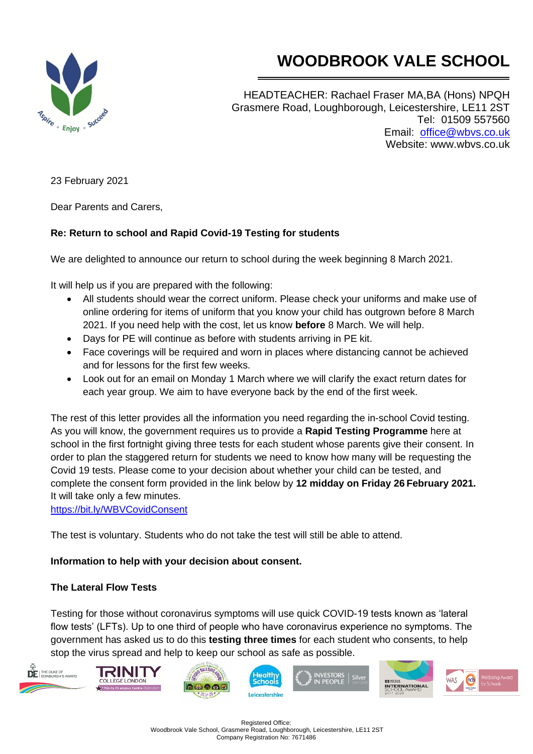# WOODBROOK VALE SCHOOL

HEADTEACHER: Rachael Fraser MA,BA (Hons) NPQH
Grasmere Road, Loughborough, Leicestershire, LE11 2ST
Tel: 01509 557560
Email: office@wbvs.co.uk
Website: www.wbvs.co.uk

23 February 2021

Dear Parents and Carers,

**Re: Return to school and Rapid Covid-19 Testing for students**

We are delighted to announce our return to school during the week beginning 8 March 2021.

It will help us if you are prepared with the following:

- All students should wear the correct uniform. Please check your uniforms and make use of online ordering for items of uniform that you know your child has outgrown before 8 March 2021. If you need help with the cost, let us know **before** 8 March. We will help.
- Days for PE will continue as before with students arriving in PE kit.
- Face coverings will be required and worn in places where distancing cannot be achieved and for lessons for the first few weeks.
- Look out for an email on Monday 1 March where we will clarify the exact return dates for each year group. We aim to have everyone back by the end of the first week.

The rest of this letter provides all the information you need regarding the in-school Covid testing. As you will know, the government requires us to provide a **Rapid Testing Programme** here at school in the first fortnight giving three tests for each student whose parents give their consent. In order to plan the staggered return for students we need to know how many will be requesting the Covid 19 tests. Please come to your decision about whether your child can be tested, and complete the consent form provided in the link below by **12 midday on Friday 26 February 2021.** It will take only a few minutes.
https://bit.ly/WBVCovidConsent

The test is voluntary. Students who do not take the test will still be able to attend.

**Information to help with your decision about consent.**

**The Lateral Flow Tests**

Testing for those without coronavirus symptoms will use quick COVID-19 tests known as 'lateral flow tests' (LFTs). Up to one third of people who have coronavirus experience no symptoms. The government has asked us to do this **testing three times** for each student who consents, to help stop the virus spread and help to keep our school as safe as possible.

Registered Office:
Woodbrook Vale School, Grasmere Road, Loughborough, Leicestershire, LE11 2ST
Company Registration No: 7671486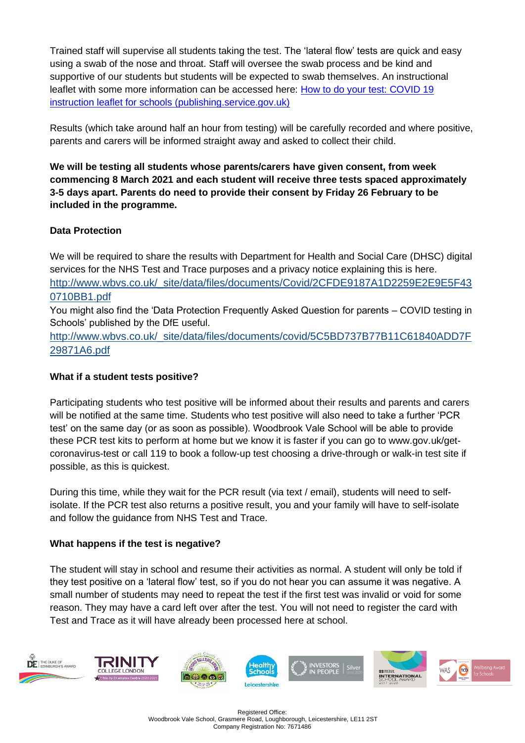Trained staff will supervise all students taking the test. The 'lateral flow' tests are quick and easy using a swab of the nose and throat. Staff will oversee the swab process and be kind and supportive of our students but students will be expected to swab themselves. An instructional leaflet with some more information can be accessed here: [How to do your test: COVID 19 instruction leaflet for schools (publishing.service.gov.uk)]

Results (which take around half an hour from testing) will be carefully recorded and where positive, parents and carers will be informed straight away and asked to collect their child.

**We will be testing all students whose parents/carers have given consent, from week commencing 8 March 2021 and each student will receive three tests spaced approximately 3-5 days apart. Parents do need to provide their consent by Friday 26 February to be included in the programme.**

**Data Protection**

We will be required to share the results with Department for Health and Social Care (DHSC) digital services for the NHS Test and Trace purposes and a privacy notice explaining this is here.
http://www.wbvs.co.uk/_site/data/files/documents/Covid/2CFDE9187A1D2259E2E9E5F430710BB1.pdf
You might also find the 'Data Protection Frequently Asked Question for parents – COVID testing in Schools' published by the DfE useful.
http://www.wbvs.co.uk/_site/data/files/documents/covid/5C5BD737B77B11C61840ADD7F29871A6.pdf

**What if a student tests positive?**

Participating students who test positive will be informed about their results and parents and carers will be notified at the same time. Students who test positive will also need to take a further 'PCR test' on the same day (or as soon as possible). Woodbrook Vale School will be able to provide these PCR test kits to perform at home but we know it is faster if you can go to www.gov.uk/get-coronavirus-test or call 119 to book a follow-up test choosing a drive-through or walk-in test site if possible, as this is quickest.

During this time, while they wait for the PCR result (via text / email), students will need to self-isolate. If the PCR test also returns a positive result, you and your family will have to self-isolate and follow the guidance from NHS Test and Trace.

**What happens if the test is negative?**

The student will stay in school and resume their activities as normal. A student will only be told if they test positive on a 'lateral flow' test, so if you do not hear you can assume it was negative. A small number of students may need to repeat the test if the first test was invalid or void for some reason. They may have a card left over after the test. You will not need to register the card with Test and Trace as it will have already been processed here at school.

Registered Office:
Woodbrook Vale School, Grasmere Road, Loughborough, Leicestershire, LE11 2ST
Company Registration No: 7671486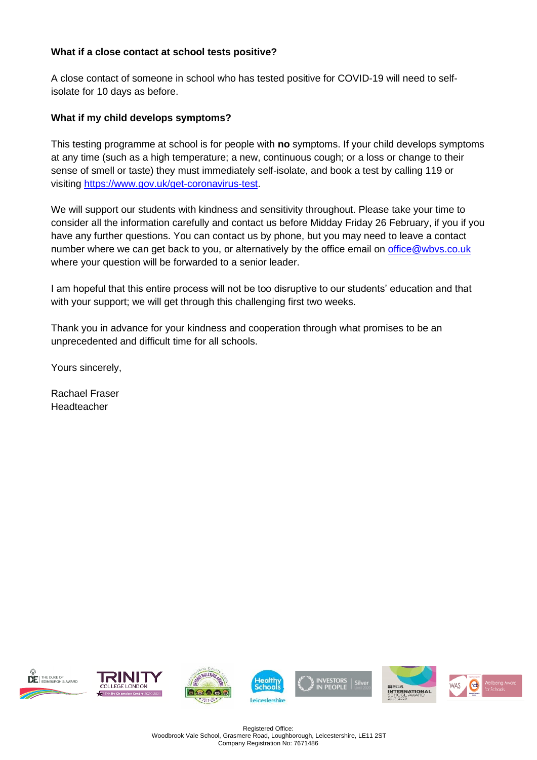**What if a close contact at school tests positive?**

A close contact of someone in school who has tested positive for COVID-19 will need to self-isolate for 10 days as before.

**What if my child develops symptoms?**

This testing programme at school is for people with **no** symptoms. If your child develops symptoms at any time (such as a high temperature; a new, continuous cough; or a loss or change to their sense of smell or taste) they must immediately self-isolate, and book a test by calling 119 or visiting [https://www.gov.uk/get-coronavirus-test](https://www.gov.uk/get-coronavirus-test).

We will support our students with kindness and sensitivity throughout. Please take your time to consider all the information carefully and contact us before Midday Friday 26 February, if you if you have any further questions. You can contact us by phone, but you may need to leave a contact number where we can get back to you, or alternatively by the office email on [office@wbvs.co.uk](mailto:office@wbvs.co.uk) where your question will be forwarded to a senior leader.

I am hopeful that this entire process will not be too disruptive to our students' education and that with your support; we will get through this challenging first two weeks.

Thank you in advance for your kindness and cooperation through what promises to be an unprecedented and difficult time for all schools.

Yours sincerely,

Rachael Fraser
Headteacher

Registered Office:
Woodbrook Vale School, Grasmere Road, Loughborough, Leicestershire, LE11 2ST
Company Registration No: 7671486